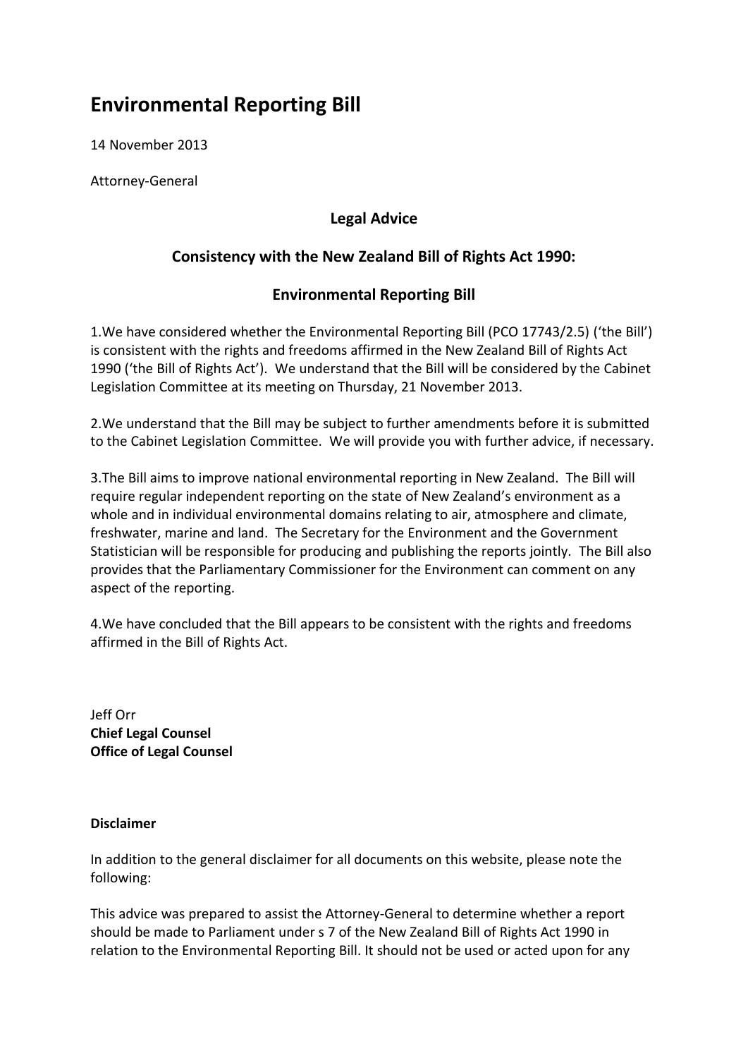# Environmental Reporting Bill

14 November 2013

Attorney-General

## Legal Advice

## Consistency with the New Zealand Bill of Rights Act 1990:

## Environmental Reporting Bill

1.We have considered whether the Environmental Reporting Bill (PCO 17743/2.5) ('the Bill') is consistent with the rights and freedoms affirmed in the New Zealand Bill of Rights Act 1990 ('the Bill of Rights Act'). We understand that the Bill will be considered by the Cabinet Legislation Committee at its meeting on Thursday, 21 November 2013.

2.We understand that the Bill may be subject to further amendments before it is submitted to the Cabinet Legislation Committee. We will provide you with further advice, if necessary.

3.The Bill aims to improve national environmental reporting in New Zealand. The Bill will require regular independent reporting on the state of New Zealand's environment as a whole and in individual environmental domains relating to air, atmosphere and climate, freshwater, marine and land. The Secretary for the Environment and the Government Statistician will be responsible for producing and publishing the reports jointly. The Bill also provides that the Parliamentary Commissioner for the Environment can comment on any aspect of the reporting.

4.We have concluded that the Bill appears to be consistent with the rights and freedoms affirmed in the Bill of Rights Act.

Jeff Orr
**Chief Legal Counsel**
**Office of Legal Counsel**

**Disclaimer**

In addition to the general disclaimer for all documents on this website, please note the following:

This advice was prepared to assist the Attorney-General to determine whether a report should be made to Parliament under s 7 of the New Zealand Bill of Rights Act 1990 in relation to the Environmental Reporting Bill. It should not be used or acted upon for any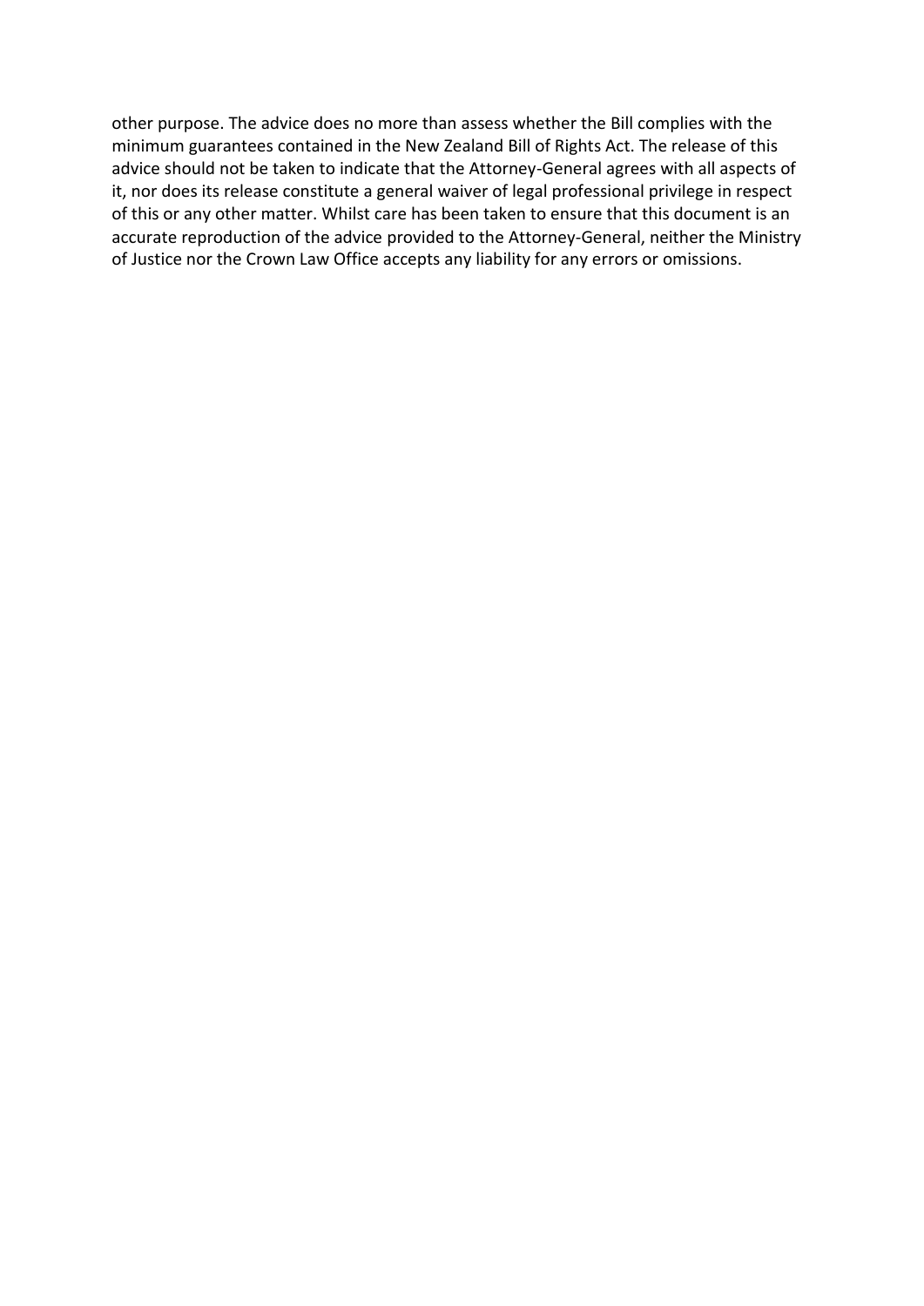other purpose. The advice does no more than assess whether the Bill complies with the minimum guarantees contained in the New Zealand Bill of Rights Act. The release of this advice should not be taken to indicate that the Attorney-General agrees with all aspects of it, nor does its release constitute a general waiver of legal professional privilege in respect of this or any other matter. Whilst care has been taken to ensure that this document is an accurate reproduction of the advice provided to the Attorney-General, neither the Ministry of Justice nor the Crown Law Office accepts any liability for any errors or omissions.